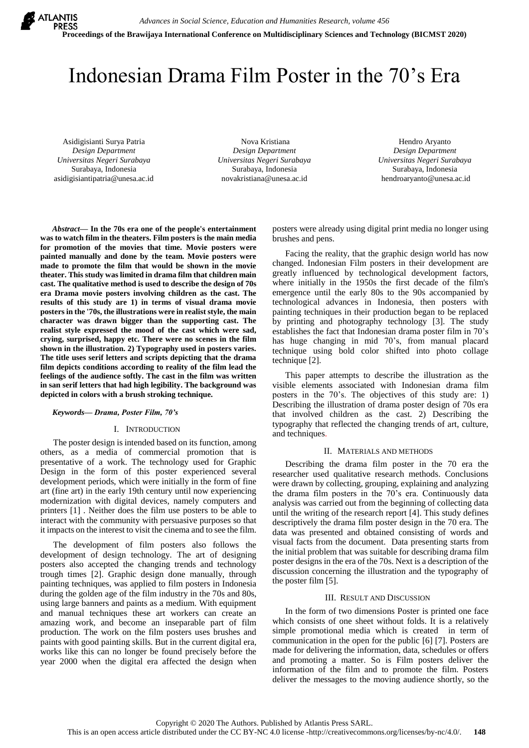# Indonesian Drama Film Poster in the 70's Era

Asidigisianti Surya Patria
*Design Department*
*Universitas Negeri Surabaya*
Surabaya, Indonesia
asidigisiantipatria@unesa.ac.id

Nova Kristiana
*Design Department*
*Universitas Negeri Surabaya*
Surabaya, Indonesia
novakristiana@unesa.ac.id

Hendro Aryanto
*Design Department*
*Universitas Negeri Surabaya*
Surabaya, Indonesia
hendroaryanto@unesa.ac.id

***Abstract*— In the 70s era one of the people's entertainment was to watch film in the theaters. Film posters is the main media for promotion of the movies that time. Movie posters were painted manually and done by the team. Movie posters were made to promote the film that would be shown in the movie theater. This study was limited in drama film that children main cast. The qualitative method is used to describe the design of 70s era Drama movie posters involving children as the cast. The results of this study are 1) in terms of visual drama movie posters in the '70s, the illustrations were in realist style, the main character was drawn bigger than the supporting cast. The realist style expressed the mood of the cast which were sad, crying, surprised, happy etc. There were no scenes in the film shown in the illustration. 2) Typography used in posters varies. The title uses serif letters and scripts depicting that the drama film depicts conditions according to reality of the film lead the feelings of the audience softly. The cast in the film was written in san serif letters that had high legibility. The background was depicted in colors with a brush stroking technique.**

***Keywords*— *Drama, Poster Film, 70's***

## I. Introduction

The poster design is intended based on its function, among others, as a media of commercial promotion that is presentative of a work. The technology used for Graphic Design in the form of this poster experienced several development periods, which were initially in the form of fine art (fine art) in the early 19th century until now experiencing modernization with digital devices, namely computers and printers [1] . Neither does the film use posters to be able to interact with the community with persuasive purposes so that it impacts on the interest to visit the cinema and to see the film.

The development of film posters also follows the development of design technology. The art of designing posters also accepted the changing trends and technology trough times [2]. Graphic design done manually, through painting techniques, was applied to film posters in Indonesia during the golden age of the film industry in the 70s and 80s, using large banners and paints as a medium. With equipment and manual techniques these art workers can create an amazing work, and become an inseparable part of film production. The work on the film posters uses brushes and paints with good painting skills. But in the current digital era, works like this can no longer be found precisely before the year 2000 when the digital era affected the design when posters were already using digital print media no longer using brushes and pens.

Facing the reality, that the graphic design world has now changed. Indonesian Film posters in their development are greatly influenced by technological development factors, where initially in the 1950s the first decade of the film's emergence until the early 80s to the 90s accompanied by technological advances in Indonesia, then posters with painting techniques in their production began to be replaced by printing and photography technology [3]. The study establishes the fact that Indonesian drama poster film in 70's has huge changing in mid 70's, from manual placard technique using bold color shifted into photo collage technique [2].

This paper attempts to describe the illustration as the visible elements associated with Indonesian drama film posters in the 70's. The objectives of this study are: 1) Describing the illustration of drama poster design of 70s era that involved children as the cast. 2) Describing the typography that reflected the changing trends of art, culture, and techniques.

## II. Materials and Methods

Describing the drama film poster in the 70 era the researcher used qualitative research methods. Conclusions were drawn by collecting, grouping, explaining and analyzing the drama film posters in the 70's era. Continuously data analysis was carried out from the beginning of collecting data until the writing of the research report [4]. This study defines descriptively the drama film poster design in the 70 era. The data was presented and obtained consisting of words and visual facts from the document. Data presenting starts from the initial problem that was suitable for describing drama film poster designs in the era of the 70s. Next is a description of the discussion concerning the illustration and the typography of the poster film [5].

## III. Result and Discussion

In the form of two dimensions Poster is printed one face which consists of one sheet without folds. It is a relatively simple promotional media which is created in term of communication in the open for the public [6] [7]. Posters are made for delivering the information, data, schedules or offers and promoting a matter. So is Film posters deliver the information of the film and to promote the film. Posters deliver the messages to the moving audience shortly, so the

Copyright © 2020 The Authors. Published by Atlantis Press SARL.
This is an open access article distributed under the CC BY-NC 4.0 license -http://creativecommons.org/licenses/by-nc/4.0/.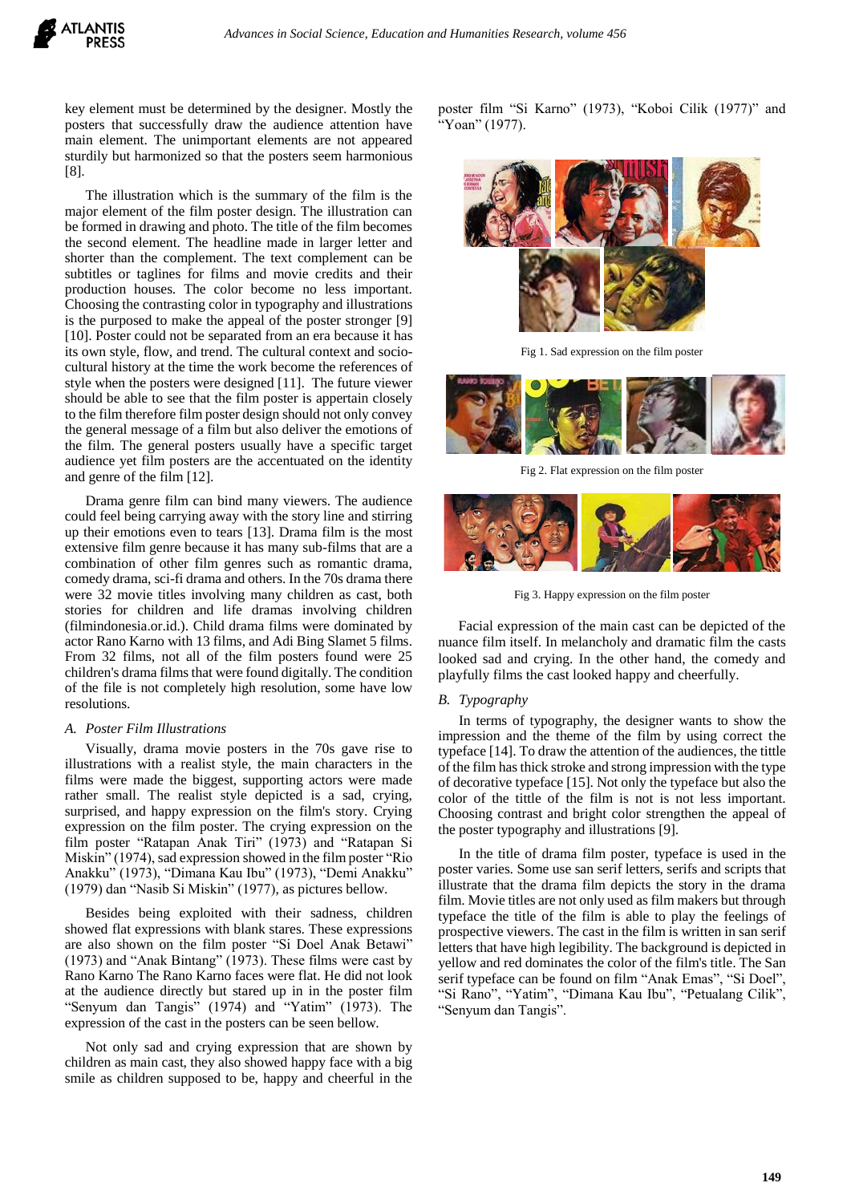key element must be determined by the designer. Mostly the posters that successfully draw the audience attention have main element. The unimportant elements are not appeared sturdily but harmonized so that the posters seem harmonious [8].

The illustration which is the summary of the film is the major element of the film poster design. The illustration can be formed in drawing and photo. The title of the film becomes the second element. The headline made in larger letter and shorter than the complement. The text complement can be subtitles or taglines for films and movie credits and their production houses. The color become no less important. Choosing the contrasting color in typography and illustrations is the purposed to make the appeal of the poster stronger [9] [10]. Poster could not be separated from an era because it has its own style, flow, and trend. The cultural context and socio-cultural history at the time the work become the references of style when the posters were designed [11]. The future viewer should be able to see that the film poster is appertain closely to the film therefore film poster design should not only convey the general message of a film but also deliver the emotions of the film. The general posters usually have a specific target audience yet film posters are the accentuated on the identity and genre of the film [12].

Drama genre film can bind many viewers. The audience could feel being carrying away with the story line and stirring up their emotions even to tears [13]. Drama film is the most extensive film genre because it has many sub-films that are a combination of other film genres such as romantic drama, comedy drama, sci-fi drama and others. In the 70s drama there were 32 movie titles involving many children as cast, both stories for children and life dramas involving children (filmindonesia.or.id.). Child drama films were dominated by actor Rano Karno with 13 films, and Adi Bing Slamet 5 films. From 32 films, not all of the film posters found were 25 children's drama films that were found digitally. The condition of the file is not completely high resolution, some have low resolutions.

### A. Poster Film Illustrations

Visually, drama movie posters in the 70s gave rise to illustrations with a realist style, the main characters in the films were made the biggest, supporting actors were made rather small. The realist style depicted is a sad, crying, surprised, and happy expression on the film's story. Crying expression on the film poster. The crying expression on the film poster "Ratapan Anak Tiri" (1973) and "Ratapan Si Miskin" (1974), sad expression showed in the film poster "Rio Anakku" (1973), "Dimana Kau Ibu" (1973), "Demi Anakku" (1979) dan "Nasib Si Miskin" (1977), as pictures bellow.

Besides being exploited with their sadness, children showed flat expressions with blank stares. These expressions are also shown on the film poster "Si Doel Anak Betawi" (1973) and "Anak Bintang" (1973). These films were cast by Rano Karno The Rano Karno faces were flat. He did not look at the audience directly but stared up in in the poster film "Senyum dan Tangis" (1974) and "Yatim" (1973). The expression of the cast in the posters can be seen bellow.

Not only sad and crying expression that are shown by children as main cast, they also showed happy face with a big smile as children supposed to be, happy and cheerful in the poster film "Si Karno" (1973), "Koboi Cilik (1977)" and "Yoan" (1977).

Fig 1. Sad expression on the film poster

Fig 2. Flat expression on the film poster

Fig 3. Happy expression on the film poster

Facial expression of the main cast can be depicted of the nuance film itself. In melancholy and dramatic film the casts looked sad and crying. In the other hand, the comedy and playfully films the cast looked happy and cheerfully.

### B. Typography

In terms of typography, the designer wants to show the impression and the theme of the film by using correct the typeface [14]. To draw the attention of the audiences, the tittle of the film has thick stroke and strong impression with the type of decorative typeface [15]. Not only the typeface but also the color of the tittle of the film is not is not less important. Choosing contrast and bright color strengthen the appeal of the poster typography and illustrations [9].

In the title of drama film poster, typeface is used in the poster varies. Some use san serif letters, serifs and scripts that illustrate that the drama film depicts the story in the drama film. Movie titles are not only used as film makers but through typeface the title of the film is able to play the feelings of prospective viewers. The cast in the film is written in san serif letters that have high legibility. The background is depicted in yellow and red dominates the color of the film's title. The San serif typeface can be found on film "Anak Emas", "Si Doel", "Si Rano", "Yatim", "Dimana Kau Ibu", "Petualang Cilik", "Senyum dan Tangis".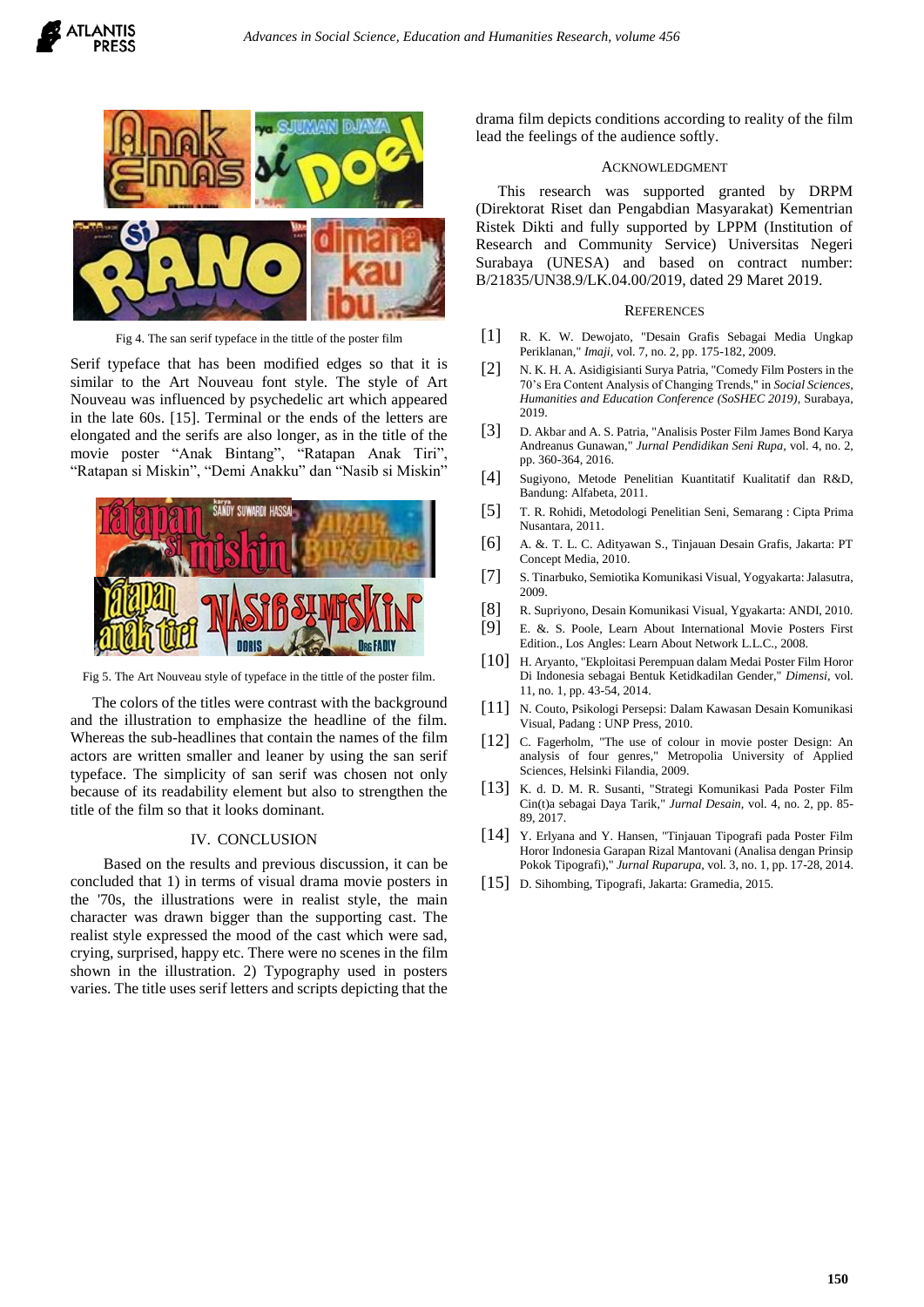Fig 4. The san serif typeface in the tittle of the poster film

Serif typeface that has been modified edges so that it is similar to the Art Nouveau font style. The style of Art Nouveau was influenced by psychedelic art which appeared in the late 60s. [15]. Terminal or the ends of the letters are elongated and the serifs are also longer, as in the title of the movie poster "Anak Bintang", "Ratapan Anak Tiri", "Ratapan si Miskin", "Demi Anakku" dan "Nasib si Miskin"

Fig 5. The Art Nouveau style of typeface in the tittle of the poster film.

The colors of the titles were contrast with the background and the illustration to emphasize the headline of the film. Whereas the sub-headlines that contain the names of the film actors are written smaller and leaner by using the san serif typeface. The simplicity of san serif was chosen not only because of its readability element but also to strengthen the title of the film so that it looks dominant.

## IV. CONCLUSION

Based on the results and previous discussion, it can be concluded that 1) in terms of visual drama movie posters in the '70s, the illustrations were in realist style, the main character was drawn bigger than the supporting cast. The realist style expressed the mood of the cast which were sad, crying, surprised, happy etc. There were no scenes in the film shown in the illustration. 2) Typography used in posters varies. The title uses serif letters and scripts depicting that the drama film depicts conditions according to reality of the film lead the feelings of the audience softly.

## ACKNOWLEDGMENT

This research was supported granted by DRPM (Direktorat Riset dan Pengabdian Masyarakat) Kementrian Ristek Dikti and fully supported by LPPM (Institution of Research and Community Service) Universitas Negeri Surabaya (UNESA) and based on contract number: B/21835/UN38.9/LK.04.00/2019, dated 29 Maret 2019.

## REFERENCES

[1] R. K. W. Dewojato, "Desain Grafis Sebagai Media Ungkap Periklanan," *Imaji*, vol. 7, no. 2, pp. 175-182, 2009.

[2] N. K. H. A. Asidigisianti Surya Patria, "Comedy Film Posters in the 70's Era Content Analysis of Changing Trends," in *Social Sciences, Humanities and Education Conference (SoSHEC 2019)*, Surabaya, 2019.

[3] D. Akbar and A. S. Patria, "Analisis Poster Film James Bond Karya Andreanus Gunawan," *Jurnal Pendidikan Seni Rupa*, vol. 4, no. 2, pp. 360-364, 2016.

[4] Sugiyono, Metode Penelitian Kuantitatif Kualitatif dan R&D, Bandung: Alfabeta, 2011.

[5] T. R. Rohidi, Metodologi Penelitian Seni, Semarang : Cipta Prima Nusantara, 2011.

[6] A. &. T. L. C. Adityawan S., Tinjauan Desain Grafis, Jakarta: PT Concept Media, 2010.

[7] S. Tinarbuko, Semiotika Komunikasi Visual, Yogyakarta: Jalasutra, 2009.

[8] R. Supriyono, Desain Komunikasi Visual, Ygyakarta: ANDI, 2010.

[9] E. &. S. Poole, Learn About International Movie Posters First Edition., Los Angles: Learn About Network L.L.C., 2008.

[10] H. Aryanto, "Ekploitasi Perempuan dalam Medai Poster Film Horor Di Indonesia sebagai Bentuk Ketidkadilan Gender," *Dimensi*, vol. 11, no. 1, pp. 43-54, 2014.

[11] N. Couto, Psikologi Persepsi: Dalam Kawasan Desain Komunikasi Visual, Padang : UNP Press, 2010.

[12] C. Fagerholm, "The use of colour in movie poster Design: An analysis of four genres," Metropolia University of Applied Sciences, Helsinki Filandia, 2009.

[13] K. d. D. M. R. Susanti, "Strategi Komunikasi Pada Poster Film Cin(t)a sebagai Daya Tarik," *Jurnal Desain*, vol. 4, no. 2, pp. 85-89, 2017.

[14] Y. Erlyana and Y. Hansen, "Tinjauan Tipografi pada Poster Film Horor Indonesia Garapan Rizal Mantovani (Analisa dengan Prinsip Pokok Tipografi)," *Jurnal Ruparupa*, vol. 3, no. 1, pp. 17-28, 2014.

[15] D. Sihombing, Tipografi, Jakarta: Gramedia, 2015.